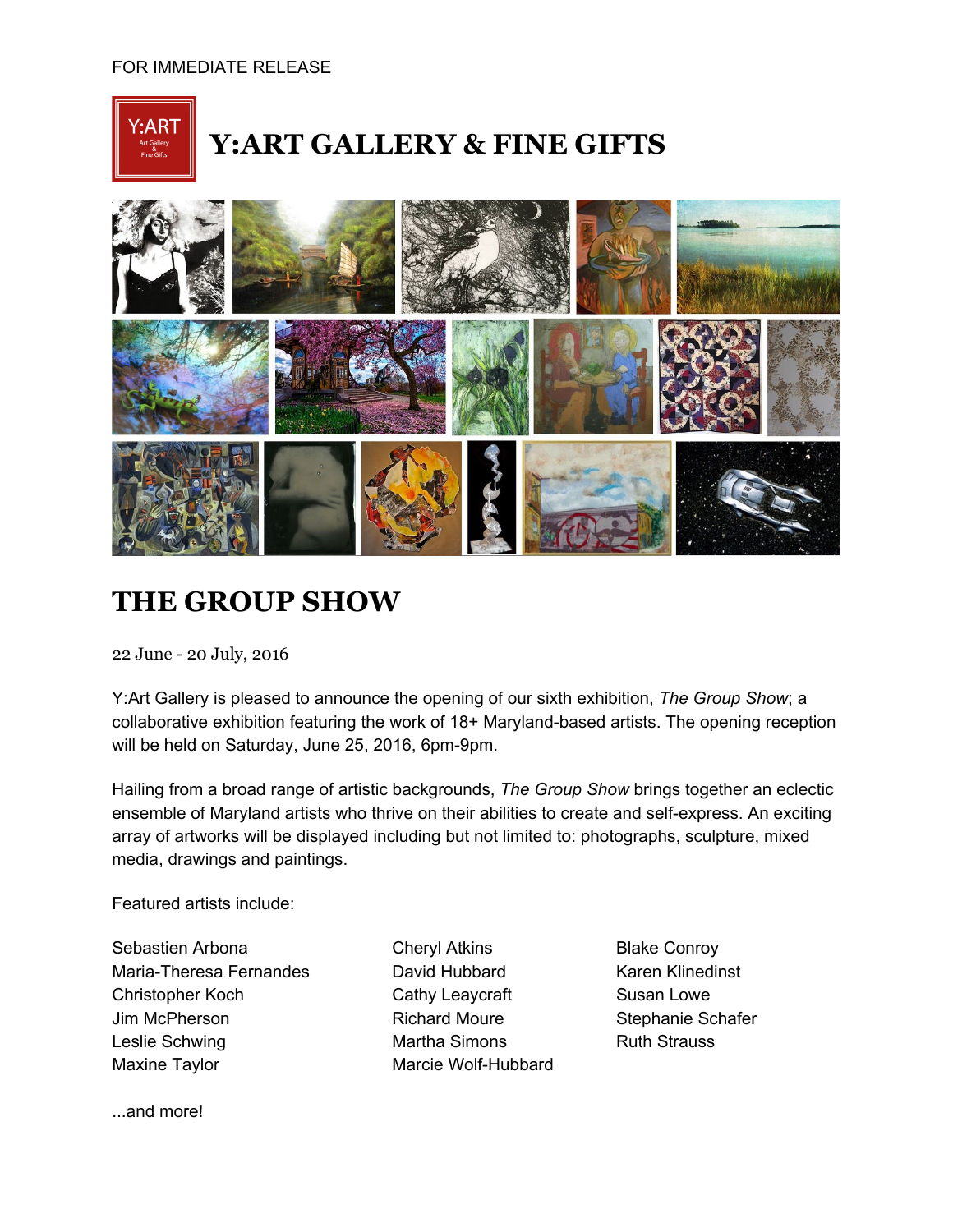FOR IMMEDIATE RELEASE

# Y:ART GALLERY & FINE GIFTS

## THE GROUP SHOW

22 June - 20 July, 2016

Y:Art Gallery is pleased to announce the opening of our sixth exhibition, *The Group Show*; a collaborative exhibition featuring the work of 18+ Maryland-based artists. The opening reception will be held on Saturday, June 25, 2016, 6pm-9pm.

Hailing from a broad range of artistic backgrounds, *The Group Show* brings together an eclectic ensemble of Maryland artists who thrive on their abilities to create and self-express. An exciting array of artworks will be displayed including but not limited to: photographs, sculpture, mixed media, drawings and paintings.

Featured artists include:

Sebastien Arbona
Maria-Theresa Fernandes
Christopher Koch
Jim McPherson
Leslie Schwing
Maxine Taylor
Cheryl Atkins
David Hubbard
Cathy Leaycraft
Richard Moure
Martha Simons
Marcie Wolf-Hubbard
Blake Conroy
Karen Klinedinst
Susan Lowe
Stephanie Schafer
Ruth Strauss

...and more!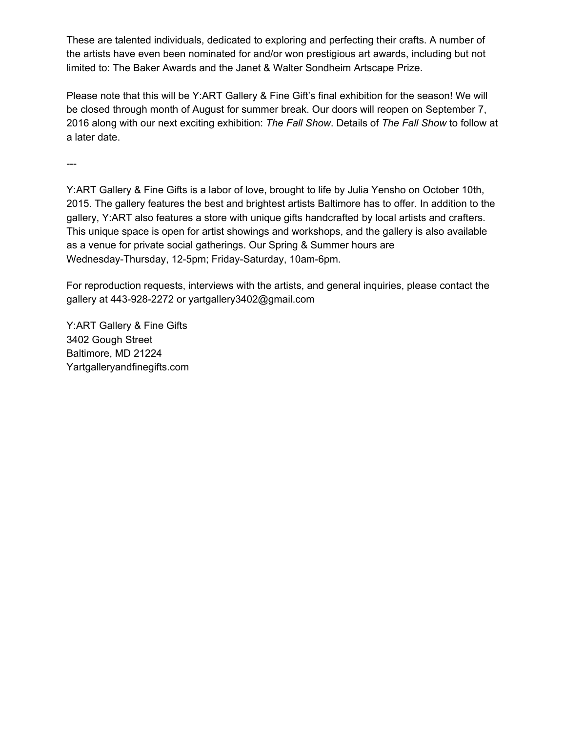These are talented individuals, dedicated to exploring and perfecting their crafts. A number of the artists have even been nominated for and/or won prestigious art awards, including but not limited to: The Baker Awards and the Janet & Walter Sondheim Artscape Prize.

Please note that this will be Y:ART Gallery & Fine Gift's final exhibition for the season! We will be closed through month of August for summer break. Our doors will reopen on September 7, 2016 along with our next exciting exhibition: *The Fall Show*. Details of *The Fall Show* to follow at a later date.

---

Y:ART Gallery & Fine Gifts is a labor of love, brought to life by Julia Yensho on October 10th, 2015. The gallery features the best and brightest artists Baltimore has to offer. In addition to the gallery, Y:ART also features a store with unique gifts handcrafted by local artists and crafters. This unique space is open for artist showings and workshops, and the gallery is also available as a venue for private social gatherings. Our Spring & Summer hours are Wednesday-Thursday, 12-5pm; Friday-Saturday, 10am-6pm.

For reproduction requests, interviews with the artists, and general inquiries, please contact the gallery at 443-928-2272 or yartgallery3402@gmail.com

Y:ART Gallery & Fine Gifts
3402 Gough Street
Baltimore, MD 21224
Yartgalleryandfinegifts.com